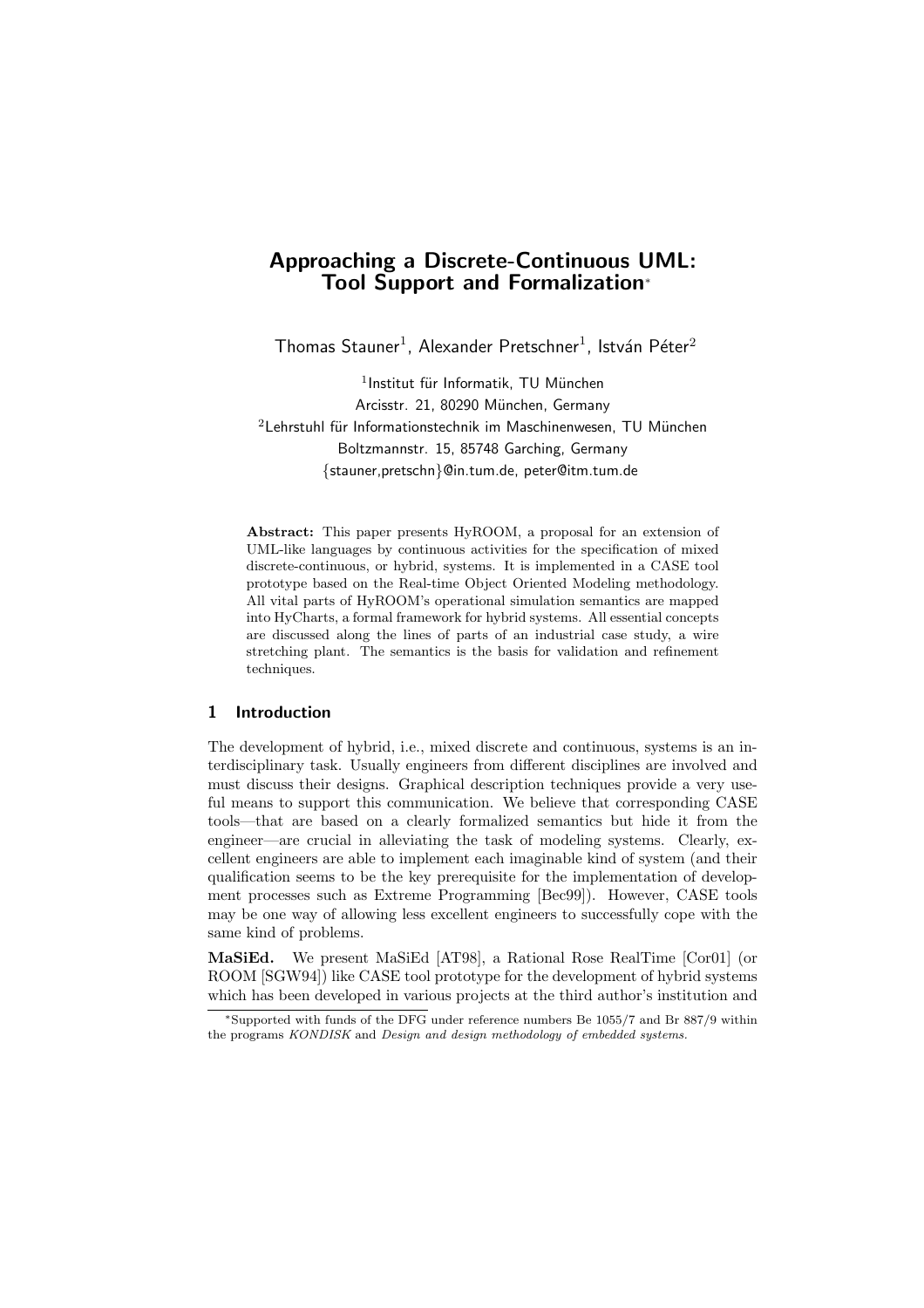# Approaching a Discrete-Continuous UML: Tool Support and Formalization*

Thomas Stauner[1], Alexander Pretschner[1], István Péter[2]

[1]Institut für Informatik, TU München
Arcisstr. 21, 80290 München, Germany
[2]Lehrstuhl für Informationstechnik im Maschinenwesen, TU München
Boltzmannstr. 15, 85748 Garching, Germany
{stauner,pretschn}@in.tum.de, peter@itm.tum.de

**Abstract:** This paper presents HyROOM, a proposal for an extension of UML-like languages by continuous activities for the specification of mixed discrete-continuous, or hybrid, systems. It is implemented in a CASE tool prototype based on the Real-time Object Oriented Modeling methodology. All vital parts of HyROOM's operational simulation semantics are mapped into HyCharts, a formal framework for hybrid systems. All essential concepts are discussed along the lines of parts of an industrial case study, a wire stretching plant. The semantics is the basis for validation and refinement techniques.

## 1 Introduction

The development of hybrid, i.e., mixed discrete and continuous, systems is an interdisciplinary task. Usually engineers from different disciplines are involved and must discuss their designs. Graphical description techniques provide a very useful means to support this communication. We believe that corresponding CASE tools—that are based on a clearly formalized semantics but hide it from the engineer—are crucial in alleviating the task of modeling systems. Clearly, excellent engineers are able to implement each imaginable kind of system (and their qualification seems to be the key prerequisite for the implementation of development processes such as Extreme Programming [Bec99]). However, CASE tools may be one way of allowing less excellent engineers to successfully cope with the same kind of problems.

**MaSiEd.** We present MaSiEd [AT98], a Rational Rose RealTime [Cor01] (or ROOM [SGW94]) like CASE tool prototype for the development of hybrid systems which has been developed in various projects at the third author's institution and

*Supported with funds of the DFG under reference numbers Be 1055/7 and Br 887/9 within the programs *KONDISK* and *Design and design methodology of embedded systems*.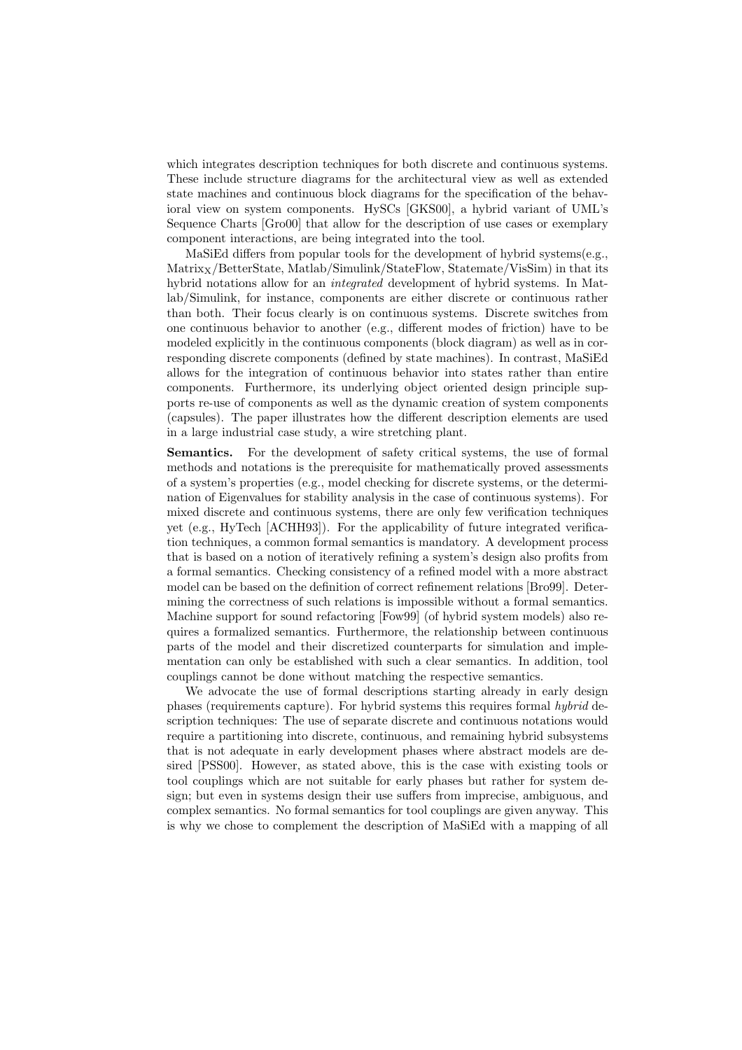which integrates description techniques for both discrete and continuous systems. These include structure diagrams for the architectural view as well as extended state machines and continuous block diagrams for the specification of the behavioral view on system components. HySCs [GKS00], a hybrid variant of UML's Sequence Charts [Gro00] that allow for the description of use cases or exemplary component interactions, are being integrated into the tool.

MaSiEd differs from popular tools for the development of hybrid systems(e.g., $\text{Matrix}_\text{X}$/BetterState, Matlab/Simulink/StateFlow, Statemate/VisSim) in that its hybrid notations allow for an *integrated* development of hybrid systems. In Matlab/Simulink, for instance, components are either discrete or continuous rather than both. Their focus clearly is on continuous systems. Discrete switches from one continuous behavior to another (e.g., different modes of friction) have to be modeled explicitly in the continuous components (block diagram) as well as in corresponding discrete components (defined by state machines). In contrast, MaSiEd allows for the integration of continuous behavior into states rather than entire components. Furthermore, its underlying object oriented design principle supports re-use of components as well as the dynamic creation of system components (capsules). The paper illustrates how the different description elements are used in a large industrial case study, a wire stretching plant.

**Semantics.** For the development of safety critical systems, the use of formal methods and notations is the prerequisite for mathematically proved assessments of a system's properties (e.g., model checking for discrete systems, or the determination of Eigenvalues for stability analysis in the case of continuous systems). For mixed discrete and continuous systems, there are only few verification techniques yet (e.g., HyTech [ACHH93]). For the applicability of future integrated verification techniques, a common formal semantics is mandatory. A development process that is based on a notion of iteratively refining a system's design also profits from a formal semantics. Checking consistency of a refined model with a more abstract model can be based on the definition of correct refinement relations [Bro99]. Determining the correctness of such relations is impossible without a formal semantics. Machine support for sound refactoring [Fow99] (of hybrid system models) also requires a formalized semantics. Furthermore, the relationship between continuous parts of the model and their discretized counterparts for simulation and implementation can only be established with such a clear semantics. In addition, tool couplings cannot be done without matching the respective semantics.

We advocate the use of formal descriptions starting already in early design phases (requirements capture). For hybrid systems this requires formal *hybrid* description techniques: The use of separate discrete and continuous notations would require a partitioning into discrete, continuous, and remaining hybrid subsystems that is not adequate in early development phases where abstract models are desired [PSS00]. However, as stated above, this is the case with existing tools or tool couplings which are not suitable for early phases but rather for system design; but even in systems design their use suffers from imprecise, ambiguous, and complex semantics. No formal semantics for tool couplings are given anyway. This is why we chose to complement the description of MaSiEd with a mapping of all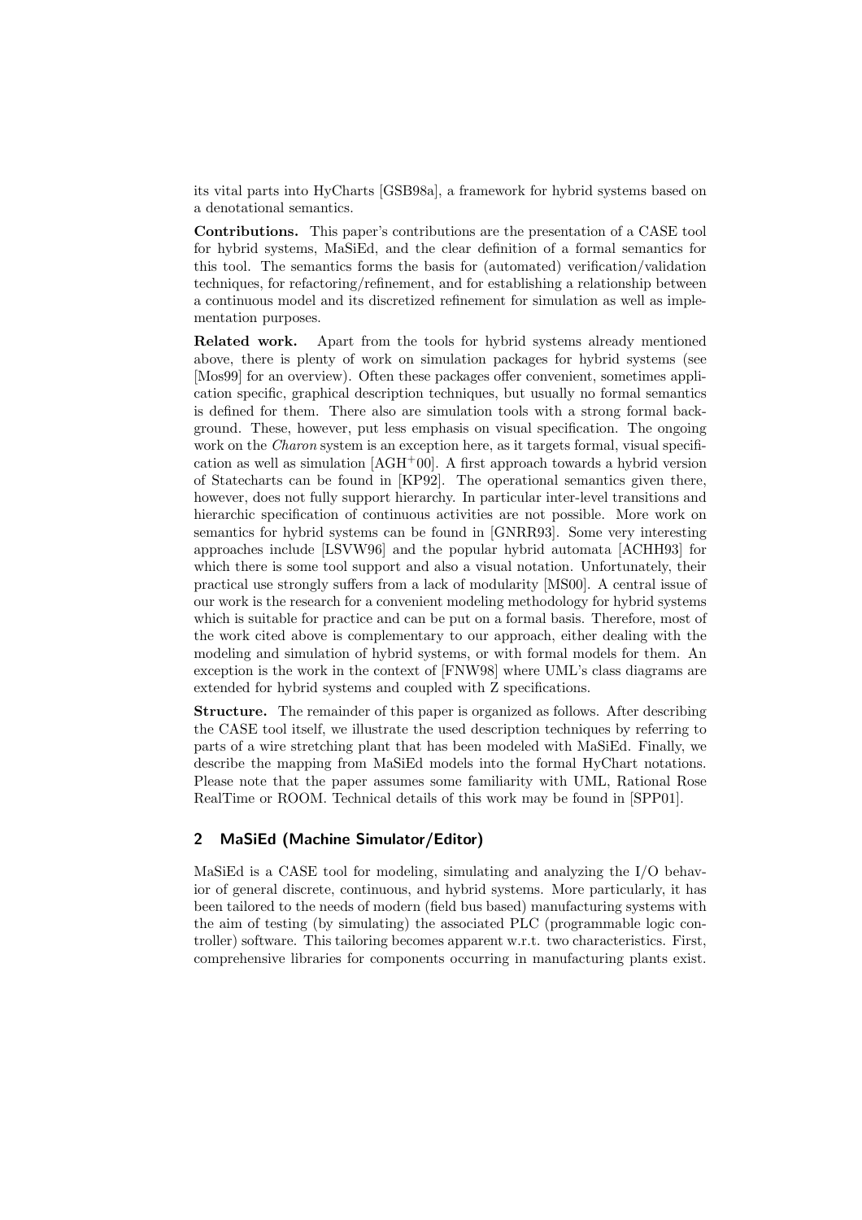its vital parts into HyCharts [GSB98a], a framework for hybrid systems based on a denotational semantics.

**Contributions.** This paper's contributions are the presentation of a CASE tool for hybrid systems, MaSiEd, and the clear definition of a formal semantics for this tool. The semantics forms the basis for (automated) verification/validation techniques, for refactoring/refinement, and for establishing a relationship between a continuous model and its discretized refinement for simulation as well as implementation purposes.

**Related work.** Apart from the tools for hybrid systems already mentioned above, there is plenty of work on simulation packages for hybrid systems (see [Mos99] for an overview). Often these packages offer convenient, sometimes application specific, graphical description techniques, but usually no formal semantics is defined for them. There also are simulation tools with a strong formal background. These, however, put less emphasis on visual specification. The ongoing work on the *Charon* system is an exception here, as it targets formal, visual specification as well as simulation [AGH+00]. A first approach towards a hybrid version of Statecharts can be found in [KP92]. The operational semantics given there, however, does not fully support hierarchy. In particular inter-level transitions and hierarchic specification of continuous activities are not possible. More work on semantics for hybrid systems can be found in [GNRR93]. Some very interesting approaches include [LSVW96] and the popular hybrid automata [ACHH93] for which there is some tool support and also a visual notation. Unfortunately, their practical use strongly suffers from a lack of modularity [MS00]. A central issue of our work is the research for a convenient modeling methodology for hybrid systems which is suitable for practice and can be put on a formal basis. Therefore, most of the work cited above is complementary to our approach, either dealing with the modeling and simulation of hybrid systems, or with formal models for them. An exception is the work in the context of [FNW98] where UML's class diagrams are extended for hybrid systems and coupled with Z specifications.

**Structure.** The remainder of this paper is organized as follows. After describing the CASE tool itself, we illustrate the used description techniques by referring to parts of a wire stretching plant that has been modeled with MaSiEd. Finally, we describe the mapping from MaSiEd models into the formal HyChart notations. Please note that the paper assumes some familiarity with UML, Rational Rose RealTime or ROOM. Technical details of this work may be found in [SPP01].

## 2 MaSiEd (Machine Simulator/Editor)

MaSiEd is a CASE tool for modeling, simulating and analyzing the I/O behavior of general discrete, continuous, and hybrid systems. More particularly, it has been tailored to the needs of modern (field bus based) manufacturing systems with the aim of testing (by simulating) the associated PLC (programmable logic controller) software. This tailoring becomes apparent w.r.t. two characteristics. First, comprehensive libraries for components occurring in manufacturing plants exist.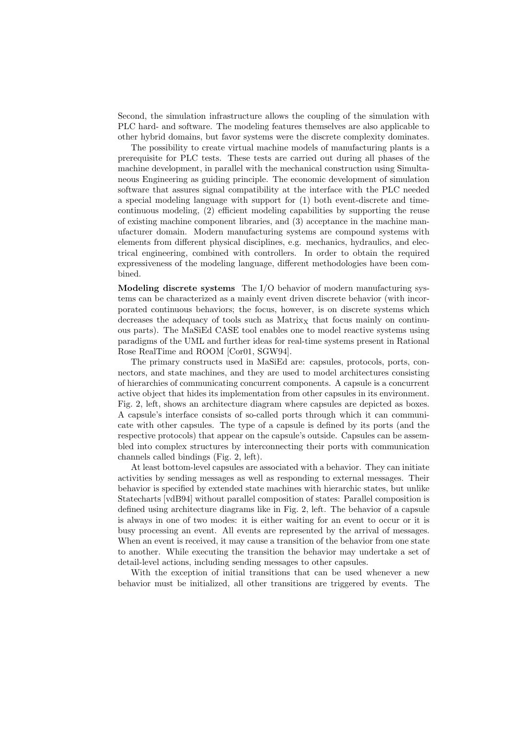Second, the simulation infrastructure allows the coupling of the simulation with PLC hard- and software. The modeling features themselves are also applicable to other hybrid domains, but favor systems were the discrete complexity dominates.

The possibility to create virtual machine models of manufacturing plants is a prerequisite for PLC tests. These tests are carried out during all phases of the machine development, in parallel with the mechanical construction using Simultaneous Engineering as guiding principle. The economic development of simulation software that assures signal compatibility at the interface with the PLC needed a special modeling language with support for (1) both event-discrete and time-continuous modeling, (2) efficient modeling capabilities by supporting the reuse of existing machine component libraries, and (3) acceptance in the machine manufacturer domain. Modern manufacturing systems are compound systems with elements from different physical disciplines, e.g. mechanics, hydraulics, and electrical engineering, combined with controllers. In order to obtain the required expressiveness of the modeling language, different methodologies have been combined.

**Modeling discrete systems** The I/O behavior of modern manufacturing systems can be characterized as a mainly event driven discrete behavior (with incorporated continuous behaviors; the focus, however, is on discrete systems which decreases the adequacy of tools such as $\text{Matrix}_\text{X}$ that focus mainly on continuous parts). The MaSiEd CASE tool enables one to model reactive systems using paradigms of the UML and further ideas for real-time systems present in Rational Rose RealTime and ROOM [Cor01, SGW94].

The primary constructs used in MaSiEd are: capsules, protocols, ports, connectors, and state machines, and they are used to model architectures consisting of hierarchies of communicating concurrent components. A capsule is a concurrent active object that hides its implementation from other capsules in its environment. Fig. 2, left, shows an architecture diagram where capsules are depicted as boxes. A capsule's interface consists of so-called ports through which it can communicate with other capsules. The type of a capsule is defined by its ports (and the respective protocols) that appear on the capsule's outside. Capsules can be assembled into complex structures by interconnecting their ports with communication channels called bindings (Fig. 2, left).

At least bottom-level capsules are associated with a behavior. They can initiate activities by sending messages as well as responding to external messages. Their behavior is specified by extended state machines with hierarchic states, but unlike Statecharts [vdB94] without parallel composition of states: Parallel composition is defined using architecture diagrams like in Fig. 2, left. The behavior of a capsule is always in one of two modes: it is either waiting for an event to occur or it is busy processing an event. All events are represented by the arrival of messages. When an event is received, it may cause a transition of the behavior from one state to another. While executing the transition the behavior may undertake a set of detail-level actions, including sending messages to other capsules.

With the exception of initial transitions that can be used whenever a new behavior must be initialized, all other transitions are triggered by events. The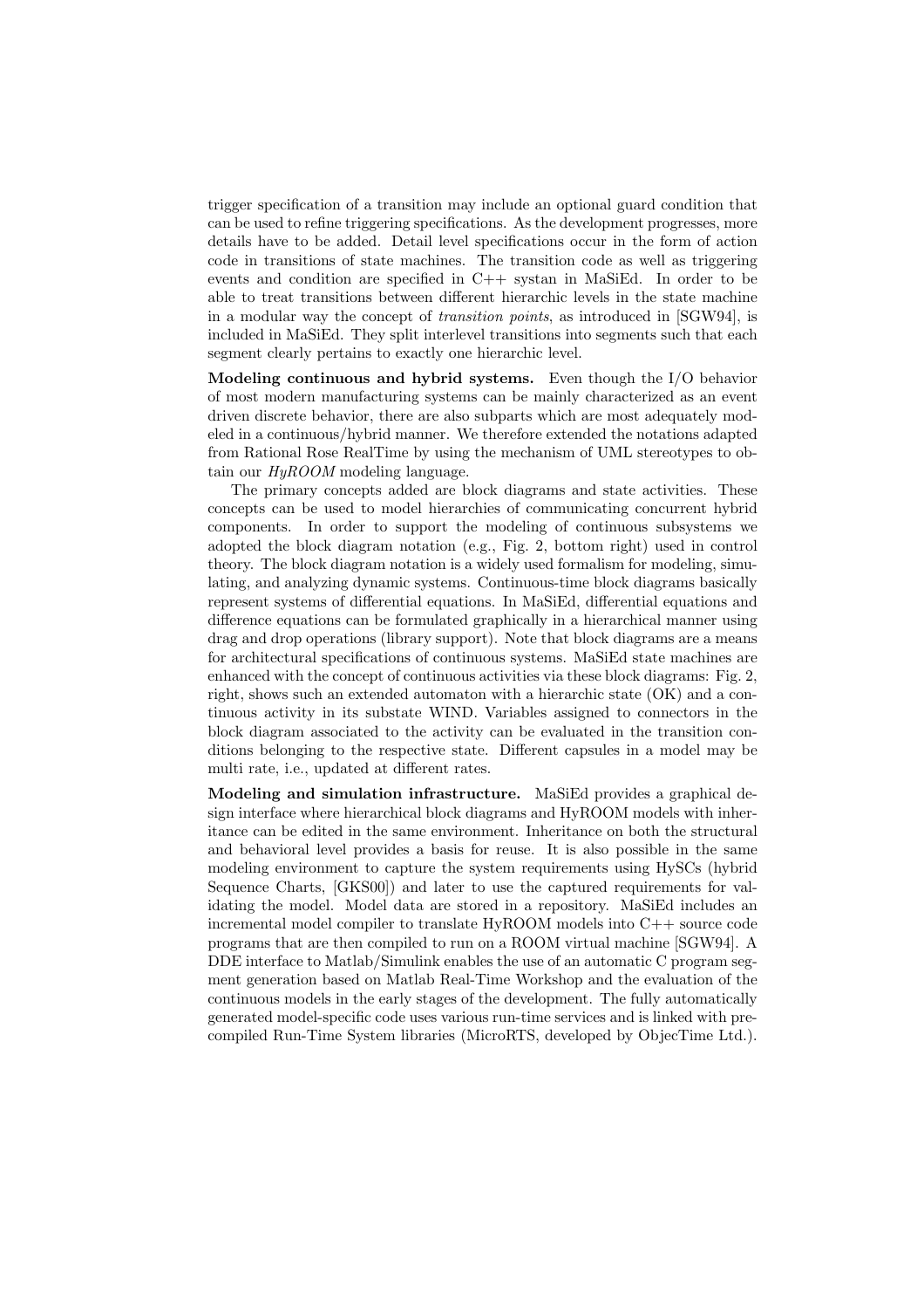trigger specification of a transition may include an optional guard condition that can be used to refine triggering specifications. As the development progresses, more details have to be added. Detail level specifications occur in the form of action code in transitions of state machines. The transition code as well as triggering events and condition are specified in C++ systan in MaSiEd. In order to be able to treat transitions between different hierarchic levels in the state machine in a modular way the concept of *transition points*, as introduced in [SGW94], is included in MaSiEd. They split interlevel transitions into segments such that each segment clearly pertains to exactly one hierarchic level.

**Modeling continuous and hybrid systems.** Even though the I/O behavior of most modern manufacturing systems can be mainly characterized as an event driven discrete behavior, there are also subparts which are most adequately modeled in a continuous/hybrid manner. We therefore extended the notations adapted from Rational Rose RealTime by using the mechanism of UML stereotypes to obtain our *HyROOM* modeling language.

The primary concepts added are block diagrams and state activities. These concepts can be used to model hierarchies of communicating concurrent hybrid components. In order to support the modeling of continuous subsystems we adopted the block diagram notation (e.g., Fig. 2, bottom right) used in control theory. The block diagram notation is a widely used formalism for modeling, simulating, and analyzing dynamic systems. Continuous-time block diagrams basically represent systems of differential equations. In MaSiEd, differential equations and difference equations can be formulated graphically in a hierarchical manner using drag and drop operations (library support). Note that block diagrams are a means for architectural specifications of continuous systems. MaSiEd state machines are enhanced with the concept of continuous activities via these block diagrams: Fig. 2, right, shows such an extended automaton with a hierarchic state (OK) and a continuous activity in its substate WIND. Variables assigned to connectors in the block diagram associated to the activity can be evaluated in the transition conditions belonging to the respective state. Different capsules in a model may be multi rate, i.e., updated at different rates.

**Modeling and simulation infrastructure.** MaSiEd provides a graphical design interface where hierarchical block diagrams and HyROOM models with inheritance can be edited in the same environment. Inheritance on both the structural and behavioral level provides a basis for reuse. It is also possible in the same modeling environment to capture the system requirements using HySCs (hybrid Sequence Charts, [GKS00]) and later to use the captured requirements for validating the model. Model data are stored in a repository. MaSiEd includes an incremental model compiler to translate HyROOM models into C++ source code programs that are then compiled to run on a ROOM virtual machine [SGW94]. A DDE interface to Matlab/Simulink enables the use of an automatic C program segment generation based on Matlab Real-Time Workshop and the evaluation of the continuous models in the early stages of the development. The fully automatically generated model-specific code uses various run-time services and is linked with precompiled Run-Time System libraries (MicroRTS, developed by ObjecTime Ltd.).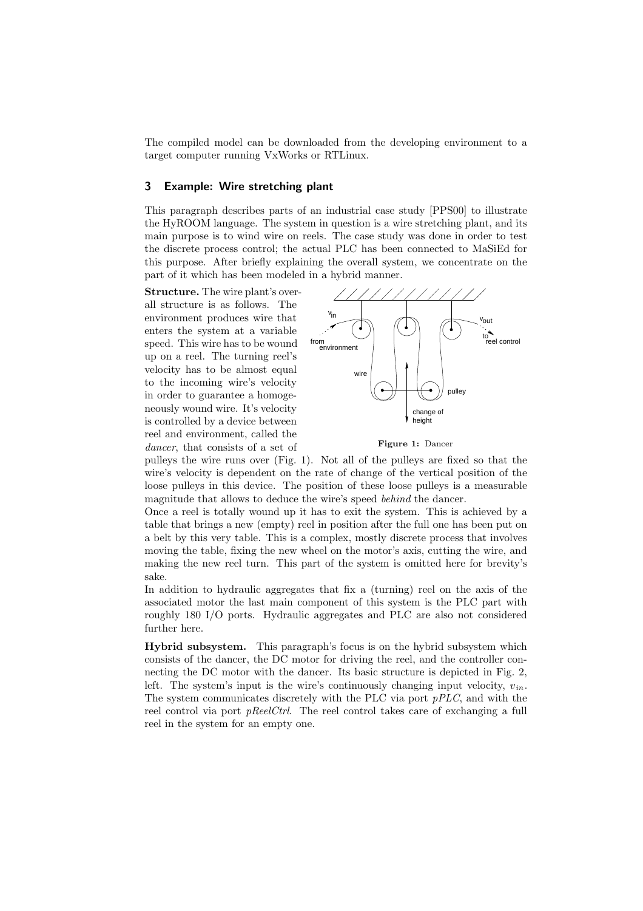The compiled model can be downloaded from the developing environment to a target computer running VxWorks or RTLinux.

## 3 Example: Wire stretching plant

This paragraph describes parts of an industrial case study [PPS00] to illustrate the HyROOM language. The system in question is a wire stretching plant, and its main purpose is to wind wire on reels. The case study was done in order to test the discrete process control; the actual PLC has been connected to MaSiEd for this purpose. After briefly explaining the overall system, we concentrate on the part of it which has been modeled in a hybrid manner.

**Structure.** The wire plant's overall structure is as follows. The environment produces wire that enters the system at a variable speed. This wire has to be wound up on a reel. The turning reel's velocity has to be almost equal to the incoming wire's velocity in order to guarantee a homogeneously wound wire. It's velocity is controlled by a device between reel and environment, called the *dancer*, that consists of a set of pulleys the wire runs over (Fig. 1). Not all of the pulleys are fixed so that the wire's velocity is dependent on the rate of change of the vertical position of the loose pulleys in this device. The position of these loose pulleys is a measurable magnitude that allows to deduce the wire's speed *behind* the dancer.

**Figure 1:** Dancer

Once a reel is totally wound up it has to exit the system. This is achieved by a table that brings a new (empty) reel in position after the full one has been put on a belt by this very table. This is a complex, mostly discrete process that involves moving the table, fixing the new wheel on the motor's axis, cutting the wire, and making the new reel turn. This part of the system is omitted here for brevity's sake.

In addition to hydraulic aggregates that fix a (turning) reel on the axis of the associated motor the last main component of this system is the PLC part with roughly 180 I/O ports. Hydraulic aggregates and PLC are also not considered further here.

**Hybrid subsystem.** This paragraph's focus is on the hybrid subsystem which consists of the dancer, the DC motor for driving the reel, and the controller connecting the DC motor with the dancer. Its basic structure is depicted in Fig. 2, left. The system's input is the wire's continuously changing input velocity, $v_{in}$. The system communicates discretely with the PLC via port *pPLC*, and with the reel control via port *pReelCtrl*. The reel control takes care of exchanging a full reel in the system for an empty one.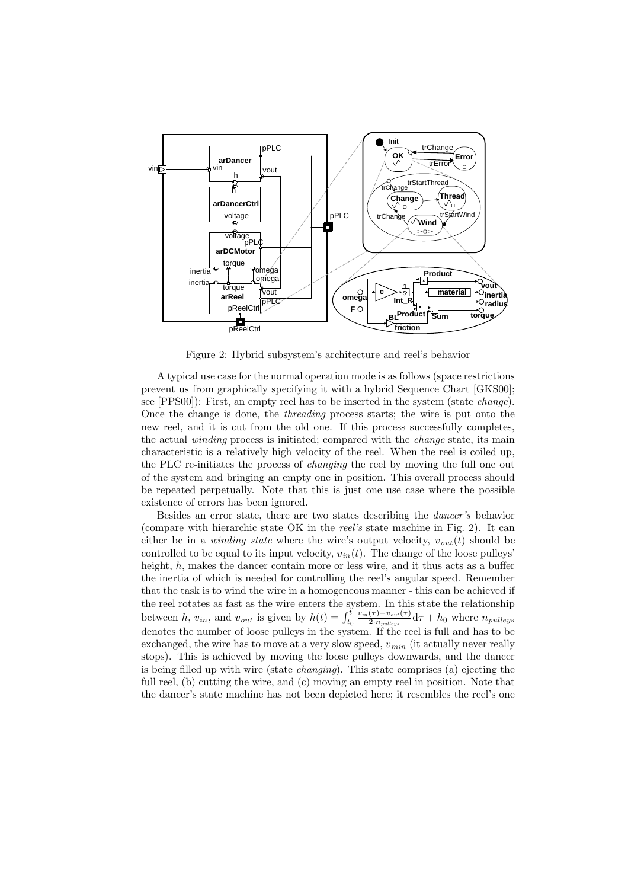Figure 2: Hybrid subsystem's architecture and reel's behavior

A typical use case for the normal operation mode is as follows (space restrictions prevent us from graphically specifying it with a hybrid Sequence Chart [GKS00]; see [PPS00]): First, an empty reel has to be inserted in the system (state *change*). Once the change is done, the *threading* process starts; the wire is put onto the new reel, and it is cut from the old one. If this process successfully completes, the actual *winding* process is initiated; compared with the *change* state, its main characteristic is a relatively high velocity of the reel. When the reel is coiled up, the PLC re-initiates the process of *changing* the reel by moving the full one out of the system and bringing an empty one in position. This overall process should be repeated perpetually. Note that this is just one use case where the possible existence of errors has been ignored.

Besides an error state, there are two states describing the *dancer's* behavior (compare with hierarchic state OK in the *reel's* state machine in Fig. 2). It can either be in a *winding state* where the wire's output velocity, $v_{out}(t)$ should be controlled to be equal to its input velocity, $v_{in}(t)$. The change of the loose pulleys' height, $h$, makes the dancer contain more or less wire, and it thus acts as a buffer the inertia of which is needed for controlling the reel's angular speed. Remember that the task is to wind the wire in a homogeneous manner - this can be achieved if the reel rotates as fast as the wire enters the system. In this state the relationship between $h$, $v_{in}$, and $v_{out}$ is given by $h(t) = \int_{t_0}^{t} \frac{v_{in}(\tau) - v_{out}(\tau)}{2 \cdot n_{pulleys}} d\tau + h_0$ where $n_{pulleys}$ denotes the number of loose pulleys in the system. If the reel is full and has to be exchanged, the wire has to move at a very slow speed, $v_{min}$ (it actually never really stops). This is achieved by moving the loose pulleys downwards, and the dancer is being filled up with wire (state *changing*). This state comprises (a) ejecting the full reel, (b) cutting the wire, and (c) moving an empty reel in position. Note that the dancer's state machine has not been depicted here; it resembles the reel's one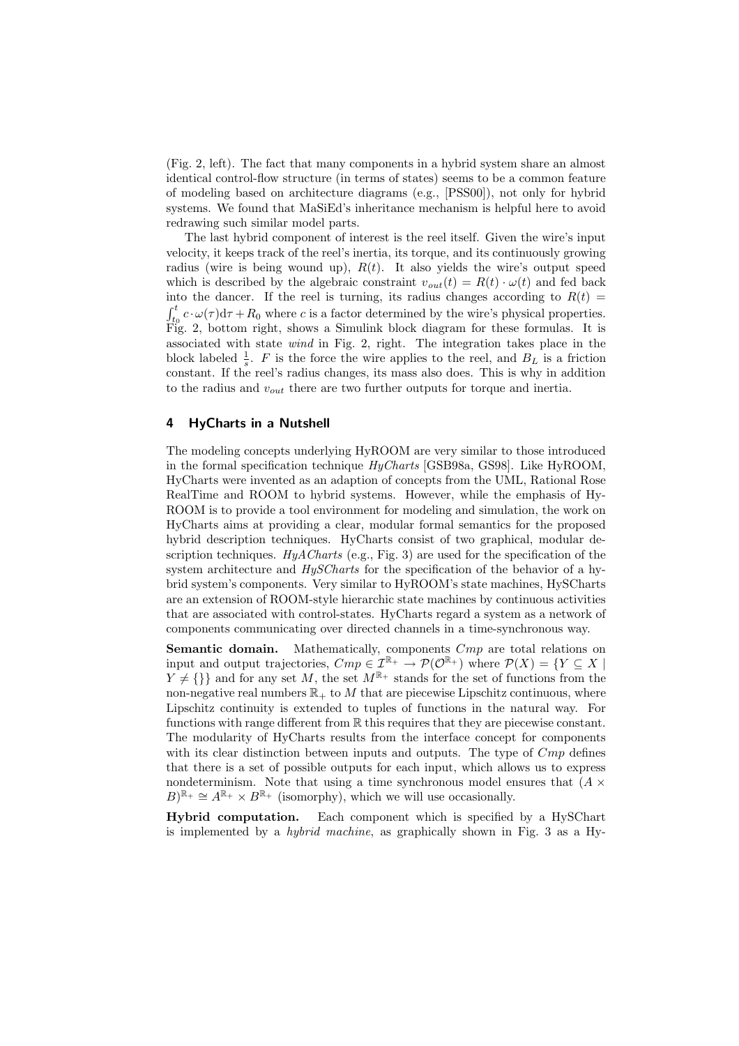(Fig. 2, left). The fact that many components in a hybrid system share an almost identical control-flow structure (in terms of states) seems to be a common feature of modeling based on architecture diagrams (e.g., [PSS00]), not only for hybrid systems. We found that MaSiEd's inheritance mechanism is helpful here to avoid redrawing such similar model parts.

The last hybrid component of interest is the reel itself. Given the wire's input velocity, it keeps track of the reel's inertia, its torque, and its continuously growing radius (wire is being wound up), $R(t)$. It also yields the wire's output speed which is described by the algebraic constraint $v_{out}(t) = R(t) \cdot \omega(t)$ and fed back into the dancer. If the reel is turning, its radius changes according to $R(t) = \int_{t_0}^{t} c \cdot \omega(\tau) \mathrm{d}\tau + R_0$ where $c$ is a factor determined by the wire's physical properties. Fig. 2, bottom right, shows a Simulink block diagram for these formulas. It is associated with state *wind* in Fig. 2, right. The integration takes place in the block labeled $\frac{1}{s}$. $F$ is the force the wire applies to the reel, and $B_L$ is a friction constant. If the reel's radius changes, its mass also does. This is why in addition to the radius and $v_{out}$ there are two further outputs for torque and inertia.

## 4 HyCharts in a Nutshell

The modeling concepts underlying HyROOM are very similar to those introduced in the formal specification technique *HyCharts* [GSB98a, GS98]. Like HyROOM, HyCharts were invented as an adaption of concepts from the UML, Rational Rose RealTime and ROOM to hybrid systems. However, while the emphasis of HyROOM is to provide a tool environment for modeling and simulation, the work on HyCharts aims at providing a clear, modular formal semantics for the proposed hybrid description techniques. HyCharts consist of two graphical, modular description techniques. *HyACharts* (e.g., Fig. 3) are used for the specification of the system architecture and *HySCharts* for the specification of the behavior of a hybrid system's components. Very similar to HyROOM's state machines, HySCharts are an extension of ROOM-style hierarchic state machines by continuous activities that are associated with control-states. HyCharts regard a system as a network of components communicating over directed channels in a time-synchronous way.

**Semantic domain.** Mathematically, components $Cmp$ are total relations on input and output trajectories, $Cmp \in \mathcal{I}^{\mathbb{R}_+} \rightarrow \mathcal{P}(\mathcal{O}^{\mathbb{R}_+})$ where $\mathcal{P}(X) = \{Y \subseteq X \mid Y \neq \{\}\}$ and for any set $M$, the set $M^{\mathbb{R}_+}$ stands for the set of functions from the non-negative real numbers $\mathbb{R}_+$ to $M$ that are piecewise Lipschitz continuous, where Lipschitz continuity is extended to tuples of functions in the natural way. For functions with range different from $\mathbb{R}$ this requires that they are piecewise constant. The modularity of HyCharts results from the interface concept for components with its clear distinction between inputs and outputs. The type of $Cmp$ defines that there is a set of possible outputs for each input, which allows us to express nondeterminism. Note that using a time synchronous model ensures that $(A \times B)^{\mathbb{R}_+} \cong A^{\mathbb{R}_+} \times B^{\mathbb{R}_+}$ (isomorphy), which we will use occasionally.

**Hybrid computation.** Each component which is specified by a HySChart is implemented by a *hybrid machine*, as graphically shown in Fig. 3 as a Hy-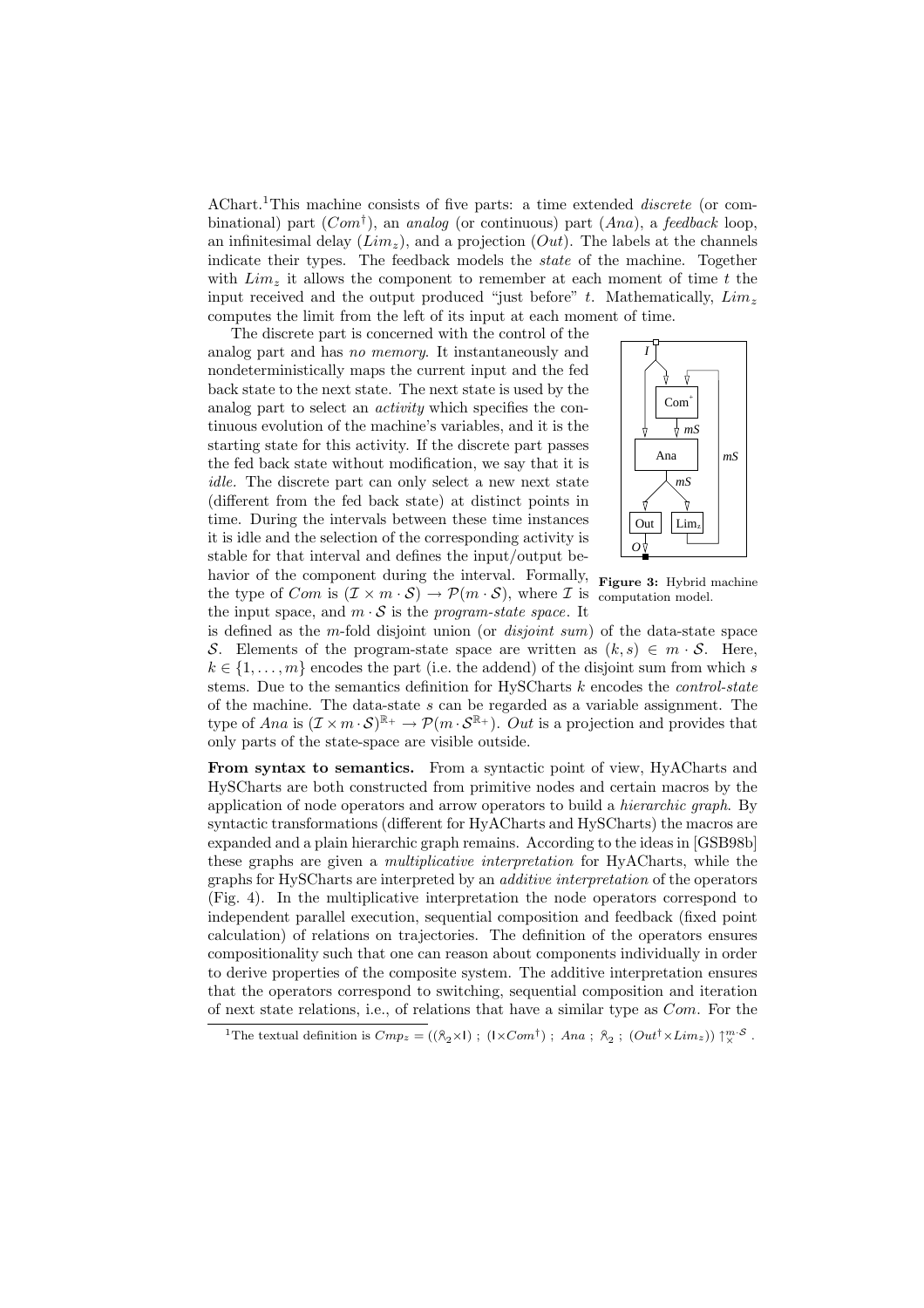AChart.[1] This machine consists of five parts: a time extended *discrete* (or combinational) part ($Com^\dagger$), an *analog* (or continuous) part ($Ana$), a *feedback* loop, an infinitesimal delay ($Lim_z$), and a projection ($Out$). The labels at the channels indicate their types. The feedback models the *state* of the machine. Together with $Lim_z$ it allows the component to remember at each moment of time $t$ the input received and the output produced "just before" $t$. Mathematically, $Lim_z$ computes the limit from the left of its input at each moment of time.

The discrete part is concerned with the control of the analog part and has *no memory*. It instantaneously and nondeterministically maps the current input and the fed back state to the next state. The next state is used by the analog part to select an *activity* which specifies the continuous evolution of the machine's variables, and it is the starting state for this activity. If the discrete part passes the fed back state without modification, we say that it is *idle*. The discrete part can only select a new next state (different from the fed back state) at distinct points in time. During the intervals between these time instances it is idle and the selection of the corresponding activity is stable for that interval and defines the input/output behavior of the component during the interval. Formally, the type of $Com$ is $(\mathcal{I} \times m \cdot \mathcal{S}) \to \mathcal{P}(m \cdot \mathcal{S})$, where $\mathcal{I}$ is the input space, and $m \cdot \mathcal{S}$ is the *program-state space*. It is defined as the $m$-fold disjoint union (or *disjoint sum*) of the data-state space $\mathcal{S}$. Elements of the program-state space are written as $(k, s) \in m \cdot \mathcal{S}$. Here, $k \in \{1, \ldots, m\}$ encodes the part (i.e. the addend) of the disjoint sum from which $s$ stems. Due to the semantics definition for HySCharts $k$ encodes the *control-state* of the machine. The data-state $s$ can be regarded as a variable assignment. The type of $Ana$ is $(\mathcal{I} \times m \cdot \mathcal{S})^{\mathbb{R}_+} \to \mathcal{P}(m \cdot \mathcal{S}^{\mathbb{R}_+})$. $Out$ is a projection and provides that only parts of the state-space are visible outside.

**Figure 3:** Hybrid machine computation model.

**From syntax to semantics.** From a syntactic point of view, HyACharts and HySCharts are both constructed from primitive nodes and certain macros by the application of node operators and arrow operators to build a *hierarchic graph*. By syntactic transformations (different for HyACharts and HySCharts) the macros are expanded and a plain hierarchic graph remains. According to the ideas in [GSB98b] these graphs are given a *multiplicative interpretation* for HyACharts, while the graphs for HySCharts are interpreted by an *additive interpretation* of the operators (Fig. 4). In the multiplicative interpretation the node operators correspond to independent parallel execution, sequential composition and feedback (fixed point calculation) of relations on trajectories. The definition of the operators ensures compositionality such that one can reason about components individually in order to derive properties of the composite system. The additive interpretation ensures that the operators correspond to switching, sequential composition and iteration of next state relations, i.e., of relations that have a similar type as $Com$. For the

[1] The textual definition is $Cmp_z = ((\wedge_2 \times \mathsf{I})\ ;\ (\mathsf{I} \times Com^\dagger)\ ;\ Ana\ ;\ \wedge_2\ ;\ (Out^\dagger \times Lim_z)) \uparrow_\times^{m \cdot \mathcal{S}}$ .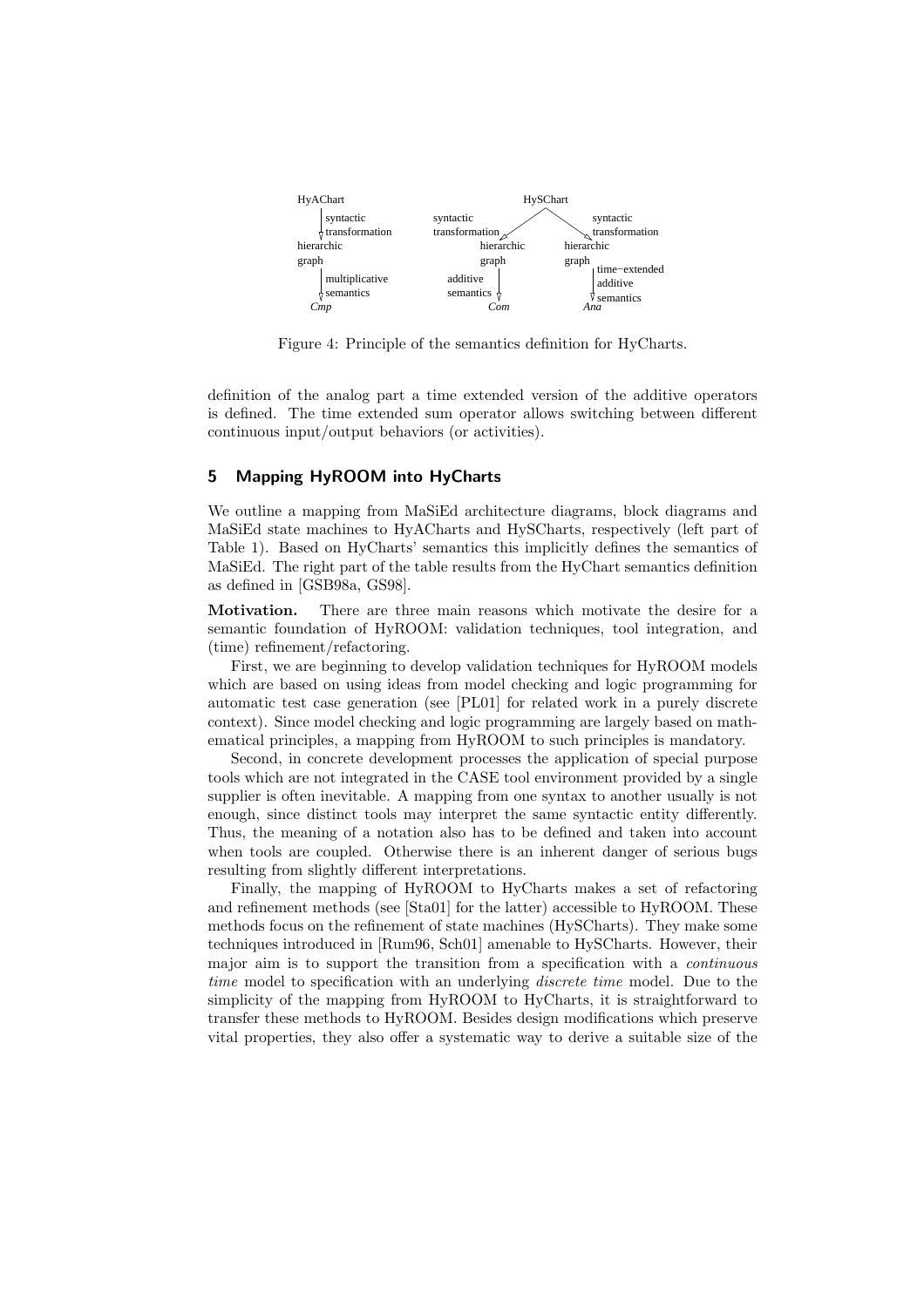HyAChart → (syntactic transformation) → hierarchic graph → (multiplicative semantics) → *Cmp*

HySChart → (syntactic transformation) → hierarchic graph → (additive semantics) → *Com*

HySChart → (syntactic transformation) → hierarchic graph → (time−extended additive semantics) → *Ana*

Figure 4: Principle of the semantics definition for HyCharts.

definition of the analog part a time extended version of the additive operators is defined. The time extended sum operator allows switching between different continuous input/output behaviors (or activities).

## 5 Mapping HyROOM into HyCharts

We outline a mapping from MaSiEd architecture diagrams, block diagrams and MaSiEd state machines to HyACharts and HySCharts, respectively (left part of Table 1). Based on HyCharts' semantics this implicitly defines the semantics of MaSiEd. The right part of the table results from the HyChart semantics definition as defined in [GSB98a, GS98].

**Motivation.** There are three main reasons which motivate the desire for a semantic foundation of HyROOM: validation techniques, tool integration, and (time) refinement/refactoring.

First, we are beginning to develop validation techniques for HyROOM models which are based on using ideas from model checking and logic programming for automatic test case generation (see [PL01] for related work in a purely discrete context). Since model checking and logic programming are largely based on mathematical principles, a mapping from HyROOM to such principles is mandatory.

Second, in concrete development processes the application of special purpose tools which are not integrated in the CASE tool environment provided by a single supplier is often inevitable. A mapping from one syntax to another usually is not enough, since distinct tools may interpret the same syntactic entity differently. Thus, the meaning of a notation also has to be defined and taken into account when tools are coupled. Otherwise there is an inherent danger of serious bugs resulting from slightly different interpretations.

Finally, the mapping of HyROOM to HyCharts makes a set of refactoring and refinement methods (see [Sta01] for the latter) accessible to HyROOM. These methods focus on the refinement of state machines (HySCharts). They make some techniques introduced in [Rum96, Sch01] amenable to HySCharts. However, their major aim is to support the transition from a specification with a *continuous time* model to specification with an underlying *discrete time* model. Due to the simplicity of the mapping from HyROOM to HyCharts, it is straightforward to transfer these methods to HyROOM. Besides design modifications which preserve vital properties, they also offer a systematic way to derive a suitable size of the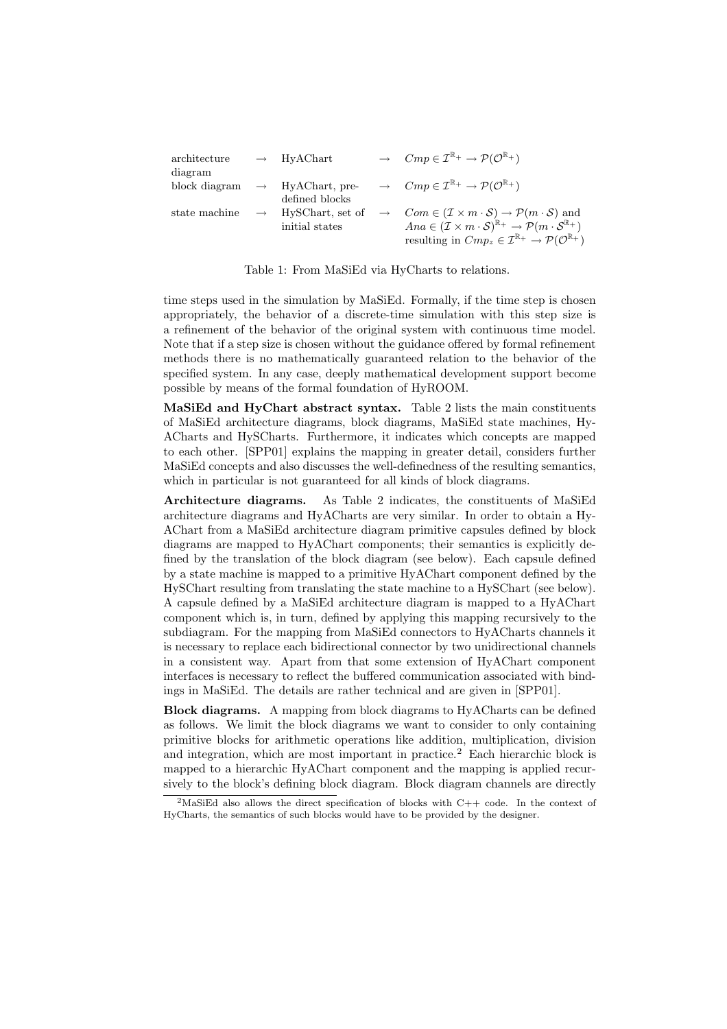| architecture diagram | $\rightarrow$ | HyAChart | $\rightarrow$ | $Cmp \in \mathcal{I}^{\mathbb{R}_+} \rightarrow \mathcal{P}(\mathcal{O}^{\mathbb{R}_+})$ |
|---|---|---|---|---|
| block diagram | $\rightarrow$ | HyAChart, predefined blocks | $\rightarrow$ | $Cmp \in \mathcal{I}^{\mathbb{R}_+} \rightarrow \mathcal{P}(\mathcal{O}^{\mathbb{R}_+})$ |
| state machine | $\rightarrow$ | HySChart, set of initial states | $\rightarrow$ | $Com \in (\mathcal{I} \times m \cdot \mathcal{S}) \rightarrow \mathcal{P}(m \cdot \mathcal{S})$ and $Ana \in (\mathcal{I} \times m \cdot \mathcal{S})^{\mathbb{R}_+} \rightarrow \mathcal{P}(m \cdot \mathcal{S}^{\mathbb{R}_+})$ resulting in $Cmp_z \in \mathcal{I}^{\mathbb{R}_+} \rightarrow \mathcal{P}(\mathcal{O}^{\mathbb{R}_+})$ |

Table 1: From MaSiEd via HyCharts to relations.

time steps used in the simulation by MaSiEd. Formally, if the time step is chosen appropriately, the behavior of a discrete-time simulation with this step size is a refinement of the behavior of the original system with continuous time model. Note that if a step size is chosen without the guidance offered by formal refinement methods there is no mathematically guaranteed relation to the behavior of the specified system. In any case, deeply mathematical development support become possible by means of the formal foundation of HyROOM.

**MaSiEd and HyChart abstract syntax.** Table 2 lists the main constituents of MaSiEd architecture diagrams, block diagrams, MaSiEd state machines, HyACharts and HySCharts. Furthermore, it indicates which concepts are mapped to each other. [SPP01] explains the mapping in greater detail, considers further MaSiEd concepts and also discusses the well-definedness of the resulting semantics, which in particular is not guaranteed for all kinds of block diagrams.

**Architecture diagrams.** As Table 2 indicates, the constituents of MaSiEd architecture diagrams and HyACharts are very similar. In order to obtain a HyAChart from a MaSiEd architecture diagram primitive capsules defined by block diagrams are mapped to HyAChart components; their semantics is explicitly defined by the translation of the block diagram (see below). Each capsule defined by a state machine is mapped to a primitive HyAChart component defined by the HySChart resulting from translating the state machine to a HySChart (see below). A capsule defined by a MaSiEd architecture diagram is mapped to a HyAChart component which is, in turn, defined by applying this mapping recursively to the subdiagram. For the mapping from MaSiEd connectors to HyACharts channels it is necessary to replace each bidirectional connector by two unidirectional channels in a consistent way. Apart from that some extension of HyAChart component interfaces is necessary to reflect the buffered communication associated with bindings in MaSiEd. The details are rather technical and are given in [SPP01].

**Block diagrams.** A mapping from block diagrams to HyACharts can be defined as follows. We limit the block diagrams we want to consider to only containing primitive blocks for arithmetic operations like addition, multiplication, division and integration, which are most important in practice.[2] Each hierarchic block is mapped to a hierarchic HyAChart component and the mapping is applied recursively to the block's defining block diagram. Block diagram channels are directly

[2] MaSiEd also allows the direct specification of blocks with C++ code. In the context of HyCharts, the semantics of such blocks would have to be provided by the designer.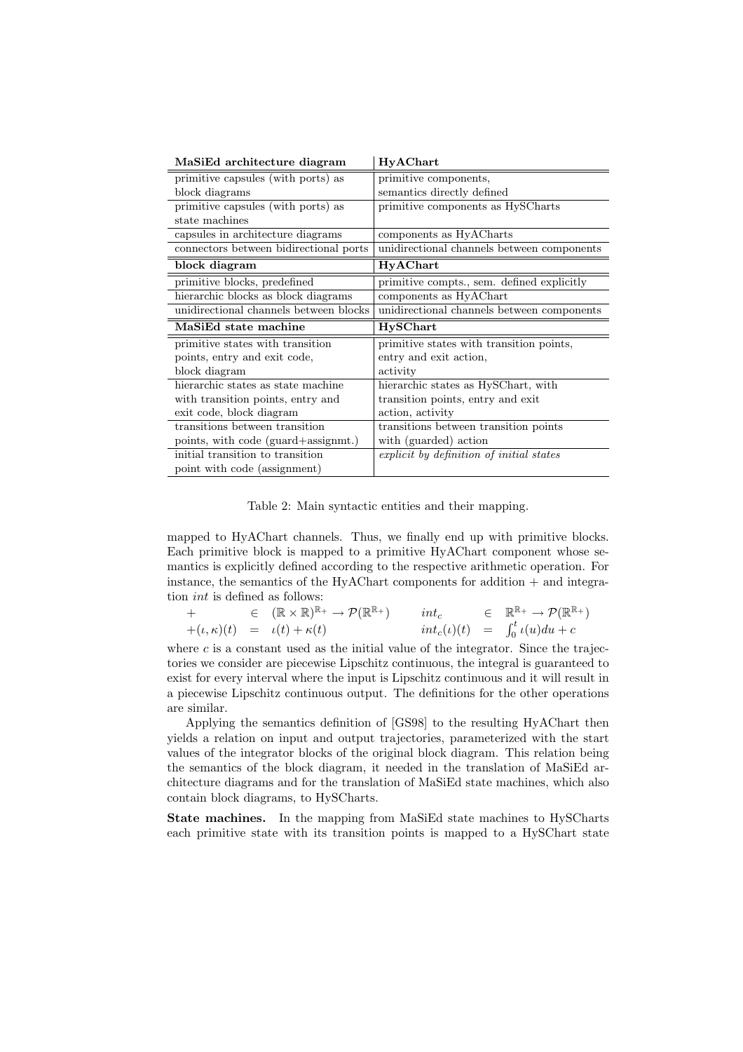| MaSiEd architecture diagram | HyAChart |
| --- | --- |
| primitive capsules (with ports) as block diagrams | primitive components, semantics directly defined |
| primitive capsules (with ports) as state machines | primitive components as HySCharts |
| capsules in architecture diagrams | components as HyACharts |
| connectors between bidirectional ports | unidirectional channels between components |
| **block diagram** | **HyAChart** |
| primitive blocks, predefined | primitive compts., sem. defined explicitly |
| hierarchic blocks as block diagrams | components as HyAChart |
| unidirectional channels between blocks | unidirectional channels between components |
| **MaSiEd state machine** | **HySChart** |
| primitive states with transition points, entry and exit code, block diagram | primitive states with transition points, entry and exit action, activity |
| hierarchic states as state machine with transition points, entry and exit code, block diagram | hierarchic states as HySChart, with transition points, entry and exit action, activity |
| transitions between transition points, with code (guard+assignmt.) | transitions between transition points with (guarded) action |
| initial transition to transition point with code (assignment) | *explicit by definition of initial states* |

Table 2: Main syntactic entities and their mapping.

mapped to HyAChart channels. Thus, we finally end up with primitive blocks. Each primitive block is mapped to a primitive HyAChart component whose semantics is explicitly defined according to the respective arithmetic operation. For instance, the semantics of the HyAChart components for addition + and integration *int* is defined as follows:

$$
\begin{array}{rcl}
+ & \in & (\mathbb{R} \times \mathbb{R})^{\mathbb{R}_+} \rightarrow \mathcal{P}(\mathbb{R}^{\mathbb{R}_+}) \\
+(\iota, \kappa)(t) & = & \iota(t) + \kappa(t)
\end{array}
\qquad
\begin{array}{rcl}
int_c & \in & \mathbb{R}^{\mathbb{R}_+} \rightarrow \mathcal{P}(\mathbb{R}^{\mathbb{R}_+}) \\
int_c(\iota)(t) & = & \int_0^t \iota(u)du + c
\end{array}
$$

where $c$ is a constant used as the initial value of the integrator. Since the trajectories we consider are piecewise Lipschitz continuous, the integral is guaranteed to exist for every interval where the input is Lipschitz continuous and it will result in a piecewise Lipschitz continuous output. The definitions for the other operations are similar.

Applying the semantics definition of [GS98] to the resulting HyAChart then yields a relation on input and output trajectories, parameterized with the start values of the integrator blocks of the original block diagram. This relation being the semantics of the block diagram, it needed in the translation of MaSiEd architecture diagrams and for the translation of MaSiEd state machines, which also contain block diagrams, to HySCharts.

**State machines.** In the mapping from MaSiEd state machines to HySCharts each primitive state with its transition points is mapped to a HySChart state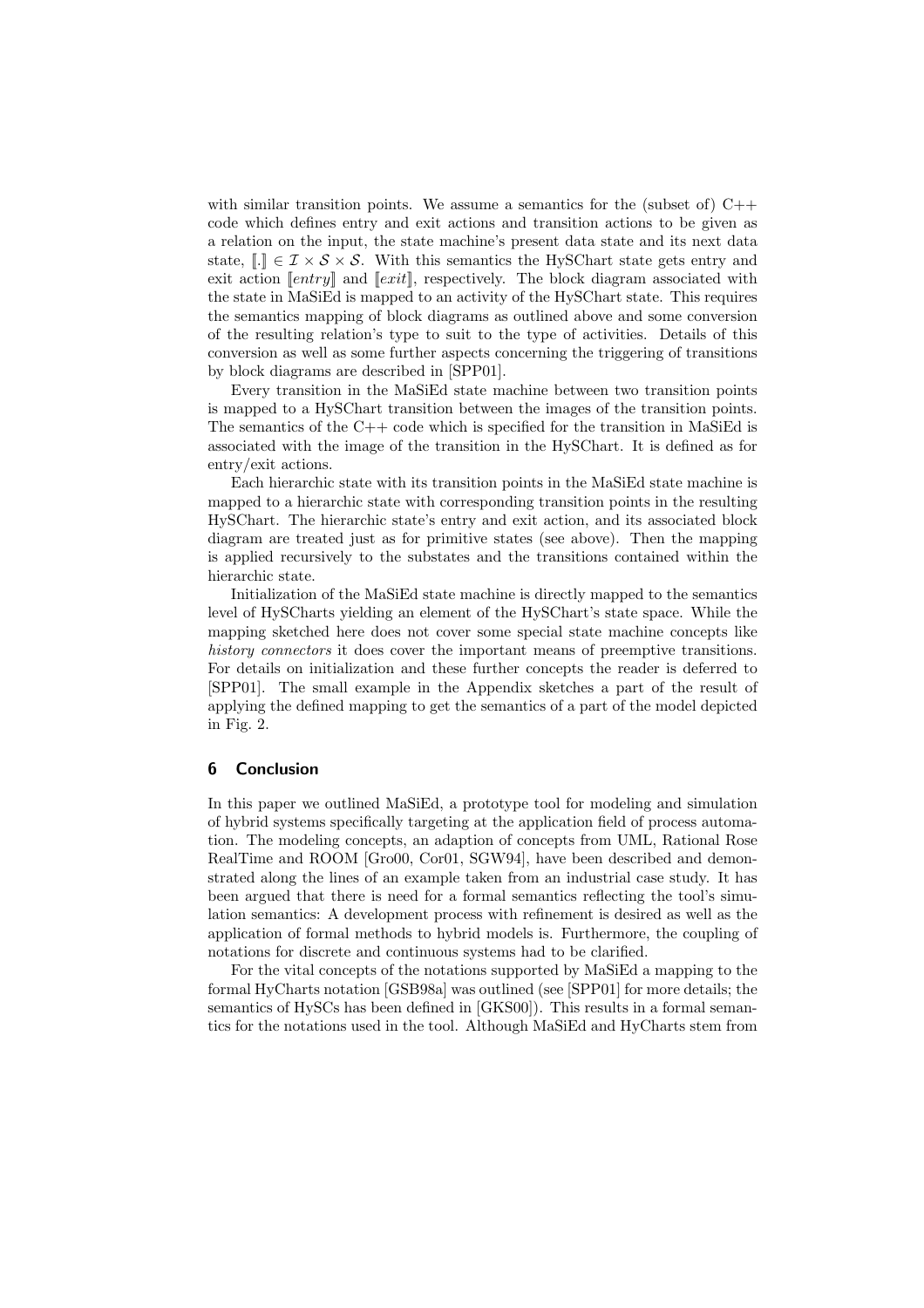with similar transition points. We assume a semantics for the (subset of) C++ code which defines entry and exit actions and transition actions to be given as a relation on the input, the state machine's present data state and its next data state, $[\![.]\!] \in \mathcal{I} \times \mathcal{S} \times \mathcal{S}$. With this semantics the HySChart state gets entry and exit action $[\![entry]\!]$ and $[\![exit]\!]$, respectively. The block diagram associated with the state in MaSiEd is mapped to an activity of the HySChart state. This requires the semantics mapping of block diagrams as outlined above and some conversion of the resulting relation's type to suit to the type of activities. Details of this conversion as well as some further aspects concerning the triggering of transitions by block diagrams are described in [SPP01].

Every transition in the MaSiEd state machine between two transition points is mapped to a HySChart transition between the images of the transition points. The semantics of the C++ code which is specified for the transition in MaSiEd is associated with the image of the transition in the HySChart. It is defined as for entry/exit actions.

Each hierarchic state with its transition points in the MaSiEd state machine is mapped to a hierarchic state with corresponding transition points in the resulting HySChart. The hierarchic state's entry and exit action, and its associated block diagram are treated just as for primitive states (see above). Then the mapping is applied recursively to the substates and the transitions contained within the hierarchic state.

Initialization of the MaSiEd state machine is directly mapped to the semantics level of HySCharts yielding an element of the HySChart's state space. While the mapping sketched here does not cover some special state machine concepts like *history connectors* it does cover the important means of preemptive transitions. For details on initialization and these further concepts the reader is deferred to [SPP01]. The small example in the Appendix sketches a part of the result of applying the defined mapping to get the semantics of a part of the model depicted in Fig. 2.

## 6 Conclusion

In this paper we outlined MaSiEd, a prototype tool for modeling and simulation of hybrid systems specifically targeting at the application field of process automation. The modeling concepts, an adaption of concepts from UML, Rational Rose RealTime and ROOM [Gro00, Cor01, SGW94], have been described and demonstrated along the lines of an example taken from an industrial case study. It has been argued that there is need for a formal semantics reflecting the tool's simulation semantics: A development process with refinement is desired as well as the application of formal methods to hybrid models is. Furthermore, the coupling of notations for discrete and continuous systems had to be clarified.

For the vital concepts of the notations supported by MaSiEd a mapping to the formal HyCharts notation [GSB98a] was outlined (see [SPP01] for more details; the semantics of HySCs has been defined in [GKS00]). This results in a formal semantics for the notations used in the tool. Although MaSiEd and HyCharts stem from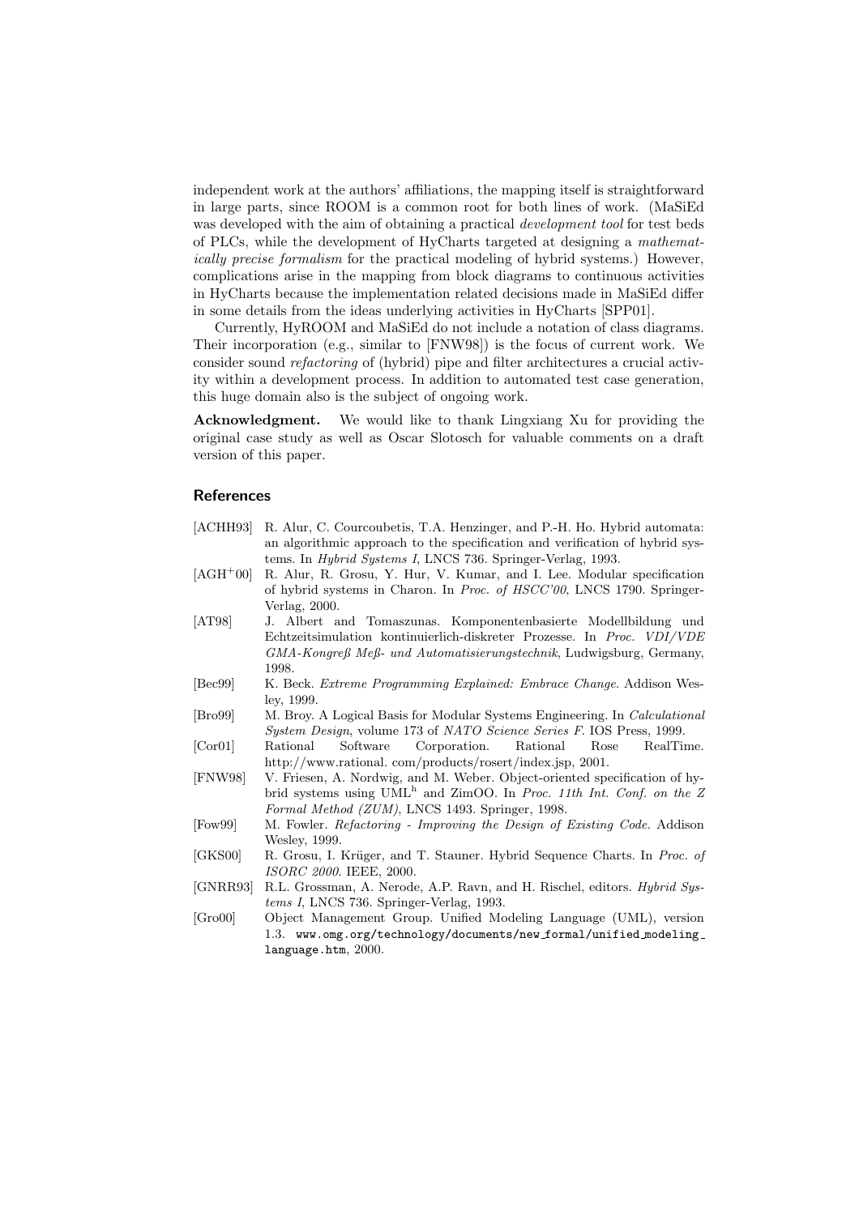independent work at the authors' affiliations, the mapping itself is straightforward in large parts, since ROOM is a common root for both lines of work. (MaSiEd was developed with the aim of obtaining a practical *development tool* for test beds of PLCs, while the development of HyCharts targeted at designing a *mathematically precise formalism* for the practical modeling of hybrid systems.) However, complications arise in the mapping from block diagrams to continuous activities in HyCharts because the implementation related decisions made in MaSiEd differ in some details from the ideas underlying activities in HyCharts [SPP01].

Currently, HyROOM and MaSiEd do not include a notation of class diagrams. Their incorporation (e.g., similar to [FNW98]) is the focus of current work. We consider sound *refactoring* of (hybrid) pipe and filter architectures a crucial activity within a development process. In addition to automated test case generation, this huge domain also is the subject of ongoing work.

**Acknowledgment.** We would like to thank Lingxiang Xu for providing the original case study as well as Oscar Slotosch for valuable comments on a draft version of this paper.

## References

[ACHH93] R. Alur, C. Courcoubetis, T.A. Henzinger, and P.-H. Ho. Hybrid automata: an algorithmic approach to the specification and verification of hybrid systems. In *Hybrid Systems I*, LNCS 736. Springer-Verlag, 1993.

[AGH+00] R. Alur, R. Grosu, Y. Hur, V. Kumar, and I. Lee. Modular specification of hybrid systems in Charon. In *Proc. of HSCC'00*, LNCS 1790. Springer-Verlag, 2000.

[AT98] J. Albert and Tomaszunas. Komponentenbasierte Modellbildung und Echtzeitsimulation kontinuierlich-diskreter Prozesse. In *Proc. VDI/VDE GMA-Kongreß Meß- und Automatisierungstechnik*, Ludwigsburg, Germany, 1998.

[Bec99] K. Beck. *Extreme Programming Explained: Embrace Change*. Addison Wesley, 1999.

[Bro99] M. Broy. A Logical Basis for Modular Systems Engineering. In *Calculational System Design*, volume 173 of *NATO Science Series F*. IOS Press, 1999.

[Cor01] Rational Software Corporation. Rational Rose RealTime. http://www.rational. com/products/rosert/index.jsp, 2001.

[FNW98] V. Friesen, A. Nordwig, and M. Weber. Object-oriented specification of hybrid systems using UML$^h$ and ZimOO. In *Proc. 11th Int. Conf. on the Z Formal Method (ZUM)*, LNCS 1493. Springer, 1998.

[Fow99] M. Fowler. *Refactoring - Improving the Design of Existing Code*. Addison Wesley, 1999.

[GKS00] R. Grosu, I. Krüger, and T. Stauner. Hybrid Sequence Charts. In *Proc. of ISORC 2000*. IEEE, 2000.

[GNRR93] R.L. Grossman, A. Nerode, A.P. Ravn, and H. Rischel, editors. *Hybrid Systems I*, LNCS 736. Springer-Verlag, 1993.

[Gro00] Object Management Group. Unified Modeling Language (UML), version 1.3. www.omg.org/technology/documents/new_formal/unified_modeling_language.htm, 2000.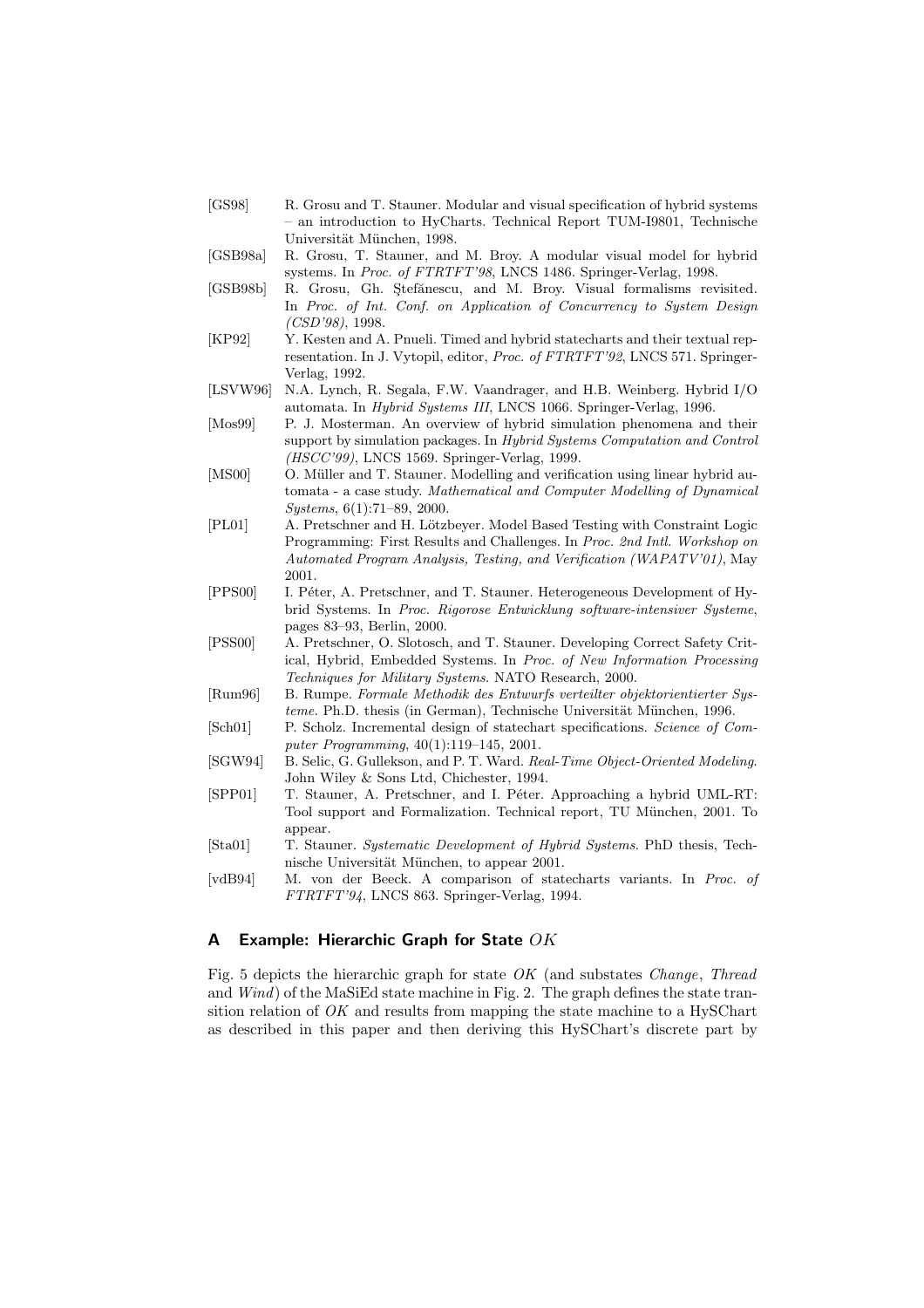[GS98] R. Grosu and T. Stauner. Modular and visual specification of hybrid systems – an introduction to HyCharts. Technical Report TUM-I9801, Technische Universität München, 1998.

[GSB98a] R. Grosu, T. Stauner, and M. Broy. A modular visual model for hybrid systems. In *Proc. of FTRTFT'98*, LNCS 1486. Springer-Verlag, 1998.

[GSB98b] R. Grosu, Gh. Ştefănescu, and M. Broy. Visual formalisms revisited. In *Proc. of Int. Conf. on Application of Concurrency to System Design (CSD'98)*, 1998.

[KP92] Y. Kesten and A. Pnueli. Timed and hybrid statecharts and their textual representation. In J. Vytopil, editor, *Proc. of FTRTFT'92*, LNCS 571. Springer-Verlag, 1992.

[LSVW96] N.A. Lynch, R. Segala, F.W. Vaandrager, and H.B. Weinberg. Hybrid I/O automata. In *Hybrid Systems III*, LNCS 1066. Springer-Verlag, 1996.

[Mos99] P. J. Mosterman. An overview of hybrid simulation phenomena and their support by simulation packages. In *Hybrid Systems Computation and Control (HSCC'99)*, LNCS 1569. Springer-Verlag, 1999.

[MS00] O. Müller and T. Stauner. Modelling and verification using linear hybrid automata - a case study. *Mathematical and Computer Modelling of Dynamical Systems*, 6(1):71–89, 2000.

[PL01] A. Pretschner and H. Lötzbeyer. Model Based Testing with Constraint Logic Programming: First Results and Challenges. In *Proc. 2nd Intl. Workshop on Automated Program Analysis, Testing, and Verification (WAPATV'01)*, May 2001.

[PPS00] I. Péter, A. Pretschner, and T. Stauner. Heterogeneous Development of Hybrid Systems. In *Proc. Rigorose Entwicklung software-intensiver Systeme*, pages 83–93, Berlin, 2000.

[PSS00] A. Pretschner, O. Slotosch, and T. Stauner. Developing Correct Safety Critical, Hybrid, Embedded Systems. In *Proc. of New Information Processing Techniques for Military Systems*. NATO Research, 2000.

[Rum96] B. Rumpe. *Formale Methodik des Entwurfs verteilter objektorientierter Systeme*. Ph.D. thesis (in German), Technische Universität München, 1996.

[Sch01] P. Scholz. Incremental design of statechart specifications. *Science of Computer Programming*, 40(1):119–145, 2001.

[SGW94] B. Selic, G. Gullekson, and P. T. Ward. *Real-Time Object-Oriented Modeling*. John Wiley & Sons Ltd, Chichester, 1994.

[SPP01] T. Stauner, A. Pretschner, and I. Péter. Approaching a hybrid UML-RT: Tool support and Formalization. Technical report, TU München, 2001. To appear.

[Sta01] T. Stauner. *Systematic Development of Hybrid Systems*. PhD thesis, Technische Universität München, to appear 2001.

[vdB94] M. von der Beeck. A comparison of statecharts variants. In *Proc. of FTRTFT'94*, LNCS 863. Springer-Verlag, 1994.

## A Example: Hierarchic Graph for State *OK*

Fig. 5 depicts the hierarchic graph for state *OK* (and substates *Change*, *Thread* and *Wind*) of the MaSiEd state machine in Fig. 2. The graph defines the state transition relation of *OK* and results from mapping the state machine to a HySChart as described in this paper and then deriving this HySChart's discrete part by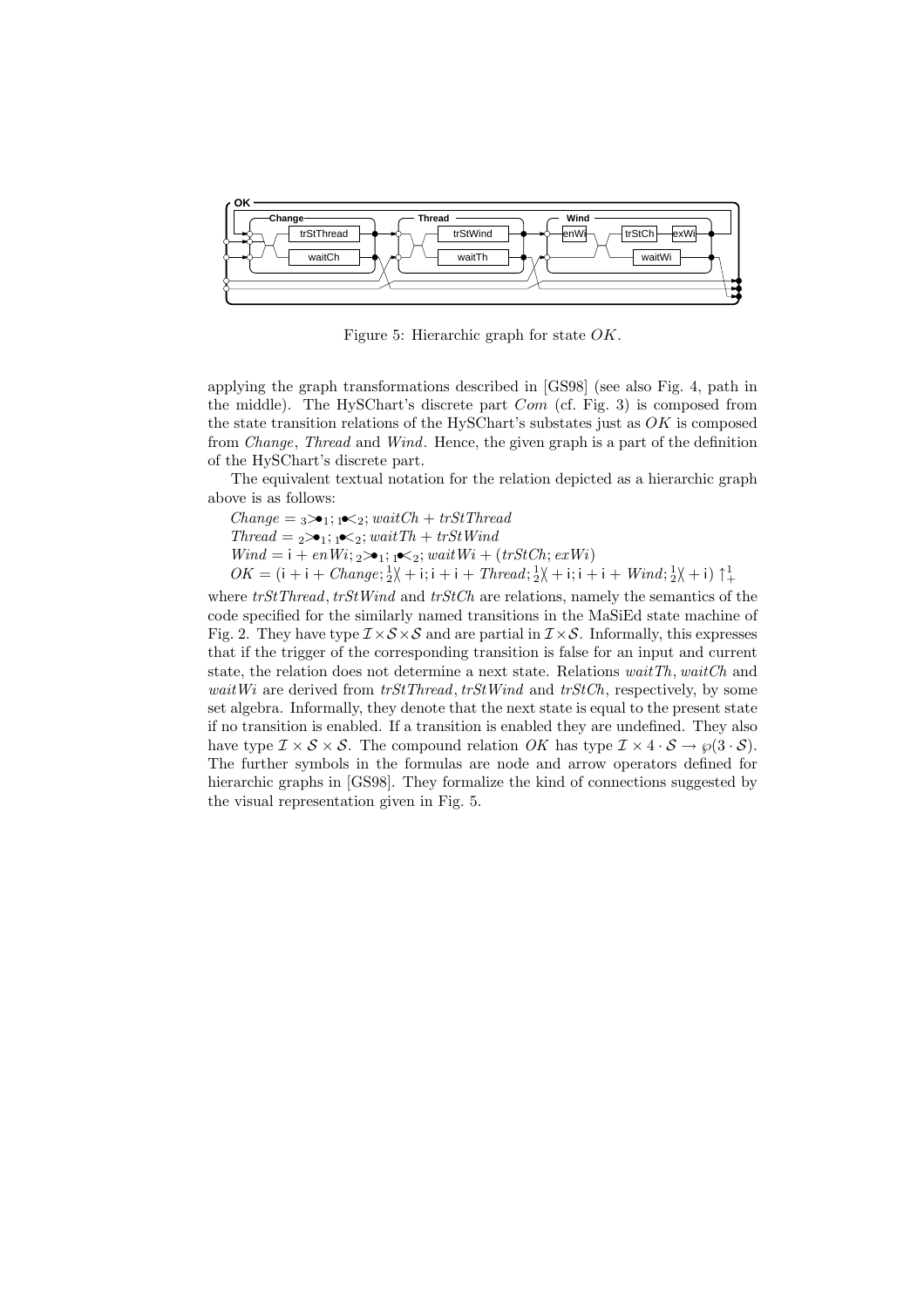OK

Change

trStThread

waitCh

Thread

trStWind

waitTh

Wind

enWi

trStCh

exWi

waitWi

Figure 5: Hierarchic graph for state $OK$.

applying the graph transformations described in [GS98] (see also Fig. 4, path in the middle). The HySChart's discrete part *Com* (cf. Fig. 3) is composed from the state transition relations of the HySChart's substates just as $OK$ is composed from *Change*, *Thread* and *Wind*. Hence, the given graph is a part of the definition of the HySChart's discrete part.

The equivalent textual notation for the relation depicted as a hierarchic graph above is as follows:

$Change = {}_3{\succ\!\!\bullet}_1; {}_1{\bullet\!\!\prec}_2; waitCh + trStThread$

$Thread = {}_2{\succ\!\!\bullet}_1; {}_1{\bullet\!\!\prec}_2; waitTh + trStWind$

$Wind = \mathsf{i} + enWi; {}_2{\succ\!\!\bullet}_1; {}_1{\bullet\!\!\prec}_2; waitWi + (trStCh; exWi)$

$OK = (\mathsf{i} + \mathsf{i} + Change; {}^1_2\!\times + \mathsf{i}; \mathsf{i} + \mathsf{i} + Thread; {}^1_2\!\times + \mathsf{i}; \mathsf{i} + \mathsf{i} + Wind; {}^1_2\!\times + \mathsf{i}) \uparrow^1_+$

where *trStThread*, *trStWind* and *trStCh* are relations, namely the semantics of the code specified for the similarly named transitions in the MaSiEd state machine of Fig. 2. They have type $\mathcal{I} \times \mathcal{S} \times \mathcal{S}$ and are partial in $\mathcal{I} \times \mathcal{S}$. Informally, this expresses that if the trigger of the corresponding transition is false for an input and current state, the relation does not determine a next state. Relations *waitTh*, *waitCh* and *waitWi* are derived from *trStThread*, *trStWind* and *trStCh*, respectively, by some set algebra. Informally, they denote that the next state is equal to the present state if no transition is enabled. If a transition is enabled they are undefined. They also have type $\mathcal{I} \times \mathcal{S} \times \mathcal{S}$. The compound relation $OK$ has type $\mathcal{I} \times 4 \cdot \mathcal{S} \to \wp(3 \cdot \mathcal{S})$. The further symbols in the formulas are node and arrow operators defined for hierarchic graphs in [GS98]. They formalize the kind of connections suggested by the visual representation given in Fig. 5.